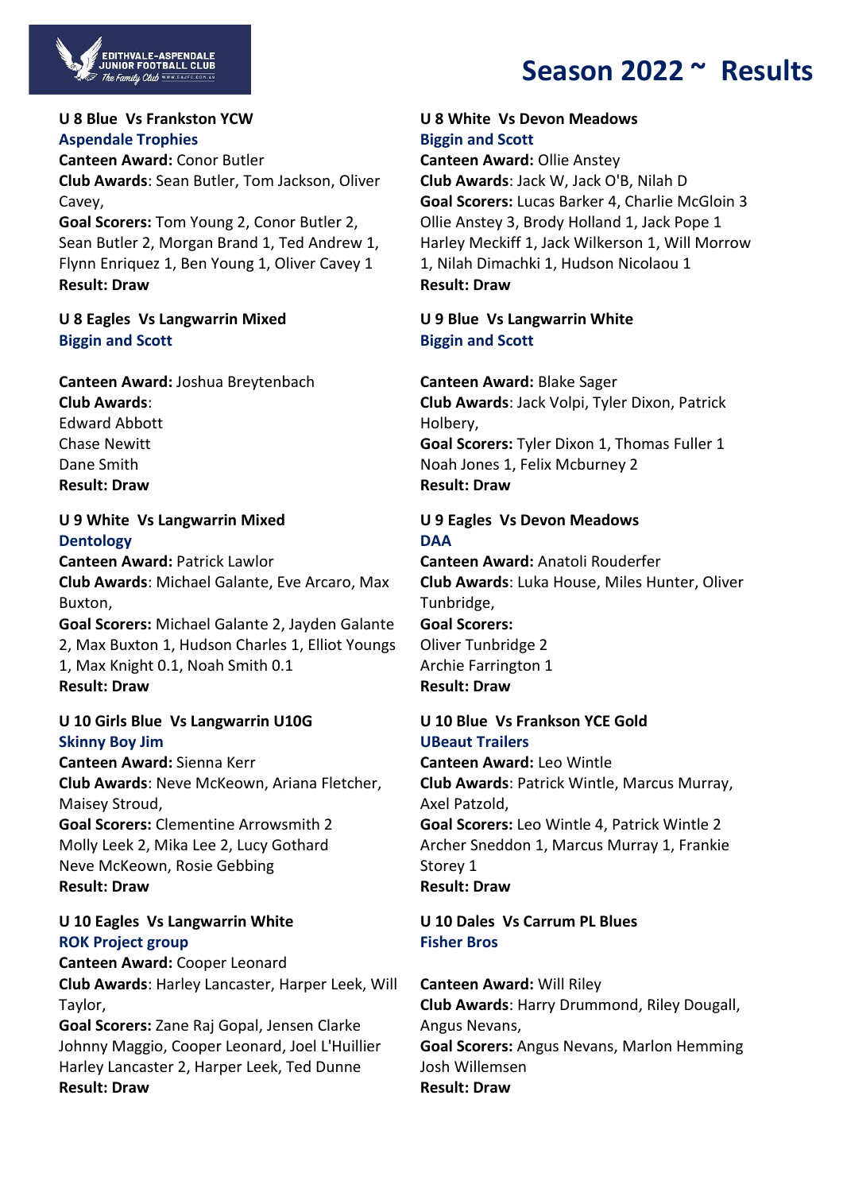# Season 2022 ~ Results

### U 8 Blue Vs Frankston YCW
**Aspendale Trophies**

**Canteen Award:** Conor Butler
**Club Awards**: Sean Butler, Tom Jackson, Oliver Cavey,
**Goal Scorers:** Tom Young 2, Conor Butler 2, Sean Butler 2, Morgan Brand 1, Ted Andrew 1, Flynn Enriquez 1, Ben Young 1, Oliver Cavey 1
**Result: Draw**

### U 8 Eagles Vs Langwarrin Mixed
**Biggin and Scott**

**Canteen Award:** Joshua Breytenbach
**Club Awards**:
Edward Abbott
Chase Newitt
Dane Smith
**Result: Draw**

### U 9 White Vs Langwarrin Mixed
**Dentology**

**Canteen Award:** Patrick Lawlor
**Club Awards**: Michael Galante, Eve Arcaro, Max Buxton,
**Goal Scorers:** Michael Galante 2, Jayden Galante 2, Max Buxton 1, Hudson Charles 1, Elliot Youngs 1, Max Knight 0.1, Noah Smith 0.1
**Result: Draw**

### U 10 Girls Blue Vs Langwarrin U10G
**Skinny Boy Jim**

**Canteen Award:** Sienna Kerr
**Club Awards**: Neve McKeown, Ariana Fletcher, Maisey Stroud,
**Goal Scorers:** Clementine Arrowsmith 2
Molly Leek 2, Mika Lee 2, Lucy Gothard
Neve McKeown, Rosie Gebbing
**Result: Draw**

### U 10 Eagles Vs Langwarrin White
**ROK Project group**

**Canteen Award:** Cooper Leonard
**Club Awards**: Harley Lancaster, Harper Leek, Will Taylor,
**Goal Scorers:** Zane Raj Gopal, Jensen Clarke
Johnny Maggio, Cooper Leonard, Joel L'Huillier
Harley Lancaster 2, Harper Leek, Ted Dunne
**Result: Draw**

### U 8 White Vs Devon Meadows
**Biggin and Scott**

**Canteen Award:** Ollie Anstey
**Club Awards**: Jack W, Jack O'B, Nilah D
**Goal Scorers:** Lucas Barker 4, Charlie McGloin 3
Ollie Anstey 3, Brody Holland 1, Jack Pope 1
Harley Meckiff 1, Jack Wilkerson 1, Will Morrow 1, Nilah Dimachki 1, Hudson Nicolaou 1
**Result: Draw**

### U 9 Blue Vs Langwarrin White
**Biggin and Scott**

**Canteen Award:** Blake Sager
**Club Awards**: Jack Volpi, Tyler Dixon, Patrick Holbery,
**Goal Scorers:** Tyler Dixon 1, Thomas Fuller 1
Noah Jones 1, Felix Mcburney 2
**Result: Draw**

### U 9 Eagles Vs Devon Meadows
**DAA**

**Canteen Award:** Anatoli Rouderfer
**Club Awards**: Luka House, Miles Hunter, Oliver Tunbridge,
**Goal Scorers:**
Oliver Tunbridge 2
Archie Farrington 1
**Result: Draw**

### U 10 Blue Vs Frankson YCE Gold
**UBeaut Trailers**

**Canteen Award:** Leo Wintle
**Club Awards**: Patrick Wintle, Marcus Murray, Axel Patzold,
**Goal Scorers:** Leo Wintle 4, Patrick Wintle 2
Archer Sneddon 1, Marcus Murray 1, Frankie Storey 1
**Result: Draw**

### U 10 Dales Vs Carrum PL Blues
**Fisher Bros**

**Canteen Award:** Will Riley
**Club Awards**: Harry Drummond, Riley Dougall, Angus Nevans,
**Goal Scorers:** Angus Nevans, Marlon Hemming
Josh Willemsen
**Result: Draw**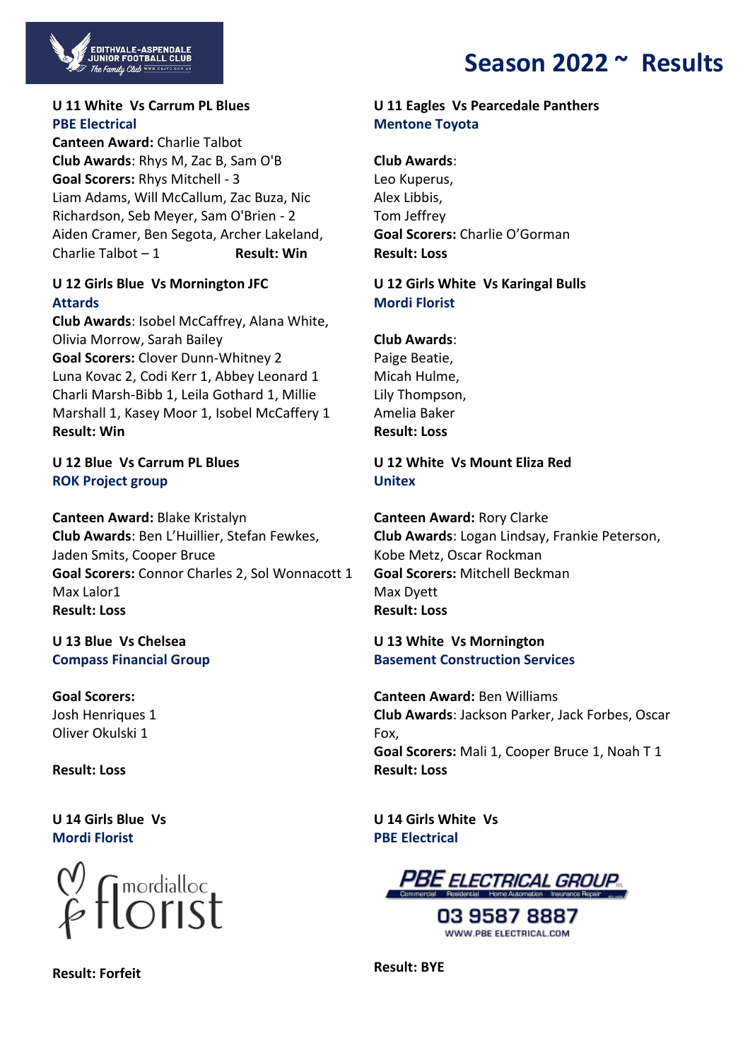# Season 2022 ~ Results

**U 11 White Vs Carrum PL Blues**
**PBE Electrical**
**Canteen Award:** Charlie Talbot
**Club Awards**: Rhys M, Zac B, Sam O'B
**Goal Scorers:** Rhys Mitchell - 3
Liam Adams, Will McCallum, Zac Buza, Nic Richardson, Seb Meyer, Sam O'Brien - 2
Aiden Cramer, Ben Segota, Archer Lakeland, Charlie Talbot – 1
**Result: Win**

**U 12 Girls Blue Vs Mornington JFC**
**Attards**
**Club Awards**: Isobel McCaffrey, Alana White, Olivia Morrow, Sarah Bailey
**Goal Scorers:** Clover Dunn-Whitney 2
Luna Kovac 2, Codi Kerr 1, Abbey Leonard 1
Charli Marsh-Bibb 1, Leila Gothard 1, Millie Marshall 1, Kasey Moor 1, Isobel McCaffery 1
**Result: Win**

**U 12 Blue Vs Carrum PL Blues**
**ROK Project group**

**Canteen Award:** Blake Kristalyn
**Club Awards**: Ben L'Huillier, Stefan Fewkes, Jaden Smits, Cooper Bruce
**Goal Scorers:** Connor Charles 2, Sol Wonnacott 1
Max Lalor1
**Result: Loss**

**U 13 Blue Vs Chelsea**
**Compass Financial Group**

**Goal Scorers:**
Josh Henriques 1
Oliver Okulski 1

**Result: Loss**

**U 14 Girls Blue Vs**
**Mordi Florist**

mordialloc florist

**Result: Forfeit**

**U 11 Eagles Vs Pearcedale Panthers**
**Mentone Toyota**

**Club Awards**:
Leo Kuperus,
Alex Libbis,
Tom Jeffrey
**Goal Scorers:** Charlie O'Gorman
**Result: Loss**

**U 12 Girls White Vs Karingal Bulls**
**Mordi Florist**

**Club Awards**:
Paige Beatie,
Micah Hulme,
Lily Thompson,
Amelia Baker
**Result: Loss**

**U 12 White Vs Mount Eliza Red**
**Unitex**

**Canteen Award:** Rory Clarke
**Club Awards**: Logan Lindsay, Frankie Peterson, Kobe Metz, Oscar Rockman
**Goal Scorers:** Mitchell Beckman
Max Dyett
**Result: Loss**

**U 13 White Vs Mornington**
**Basement Construction Services**

**Canteen Award:** Ben Williams
**Club Awards**: Jackson Parker, Jack Forbes, Oscar Fox,
**Goal Scorers:** Mali 1, Cooper Bruce 1, Noah T 1
**Result: Loss**

**U 14 Girls White Vs**
**PBE Electrical**

PBE ELECTRICAL GROUP
Commercial Residential Home Automation Insurance Repair
03 9587 8887
WWW.PBE ELECTRICAL.COM

**Result: BYE**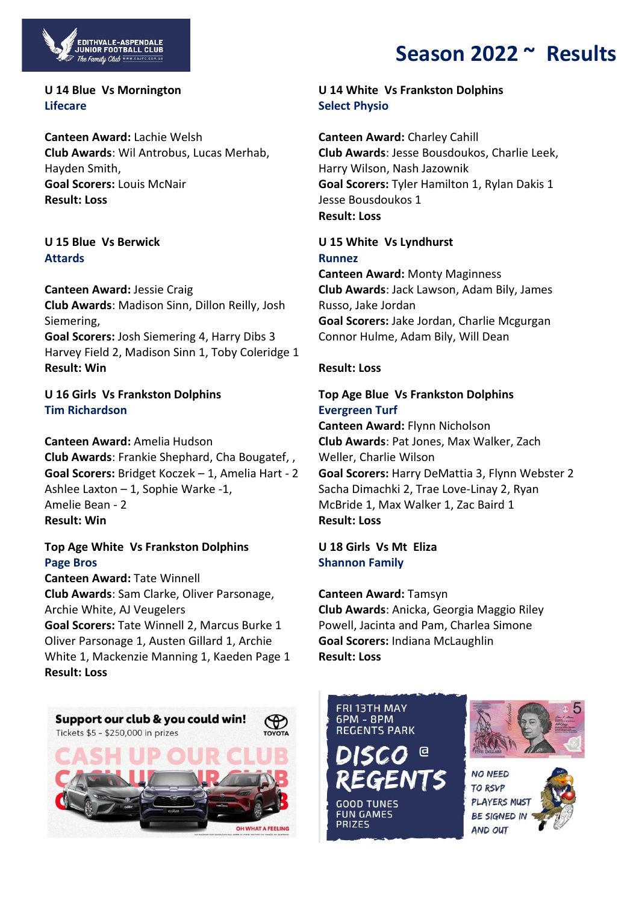# Season 2022 ~ Results

**U 14 Blue Vs Mornington**
Lifecare

**Canteen Award:** Lachie Welsh
**Club Awards**: Wil Antrobus, Lucas Merhab, Hayden Smith,
**Goal Scorers:** Louis McNair
**Result: Loss**

**U 15 Blue Vs Berwick**
Attards

**Canteen Award:** Jessie Craig
**Club Awards**: Madison Sinn, Dillon Reilly, Josh Siemering,
**Goal Scorers:** Josh Siemering 4, Harry Dibs 3 Harvey Field 2, Madison Sinn 1, Toby Coleridge 1
**Result: Win**

**U 16 Girls Vs Frankston Dolphins**
Tim Richardson

**Canteen Award:** Amelia Hudson
**Club Awards**: Frankie Shephard, Cha Bougatef, ,
**Goal Scorers:** Bridget Koczek – 1, Amelia Hart - 2 Ashlee Laxton – 1, Sophie Warke -1, Amelie Bean - 2
**Result: Win**

**Top Age White Vs Frankston Dolphins**
Page Bros
**Canteen Award:** Tate Winnell
**Club Awards**: Sam Clarke, Oliver Parsonage, Archie White, AJ Veugelers
**Goal Scorers:** Tate Winnell 2, Marcus Burke 1 Oliver Parsonage 1, Austen Gillard 1, Archie White 1, Mackenzie Manning 1, Kaeden Page 1
**Result: Loss**

**U 14 White Vs Frankston Dolphins**
Select Physio

**Canteen Award:** Charley Cahill
**Club Awards**: Jesse Bousdoukos, Charlie Leek, Harry Wilson, Nash Jazownik
**Goal Scorers:** Tyler Hamilton 1, Rylan Dakis 1 Jesse Bousdoukos 1
**Result: Loss**

**U 15 White Vs Lyndhurst**
Runnez
**Canteen Award:** Monty Maginness
**Club Awards**: Jack Lawson, Adam Bily, James Russo, Jake Jordan
**Goal Scorers:** Jake Jordan, Charlie Mcgurgan Connor Hulme, Adam Bily, Will Dean

**Result: Loss**

**Top Age Blue Vs Frankston Dolphins**
Evergreen Turf
**Canteen Award:** Flynn Nicholson
**Club Awards**: Pat Jones, Max Walker, Zach Weller, Charlie Wilson
**Goal Scorers:** Harry DeMattia 3, Flynn Webster 2 Sacha Dimachki 2, Trae Love-Linay 2, Ryan McBride 1, Max Walker 1, Zac Baird 1
**Result: Loss**

**U 18 Girls Vs Mt Eliza**
Shannon Family

**Canteen Award:** Tamsyn
**Club Awards**: Anicka, Georgia Maggio Riley Powell, Jacinta and Pam, Charlea Simone
**Goal Scorers:** Indiana McLaughlin
**Result: Loss**

**Support our club & you could win!**
Tickets $5 - $250,000 in prizes
CASH UP OUR CLUB
OH WHAT A FEELING

FRI 13TH MAY
6PM - 8PM
REGENTS PARK
DISCO @ REGENTS
GOOD TUNES
FUN GAMES
PRIZES

NO NEED TO RSVP
PLAYERS MUST BE SIGNED IN AND OUT